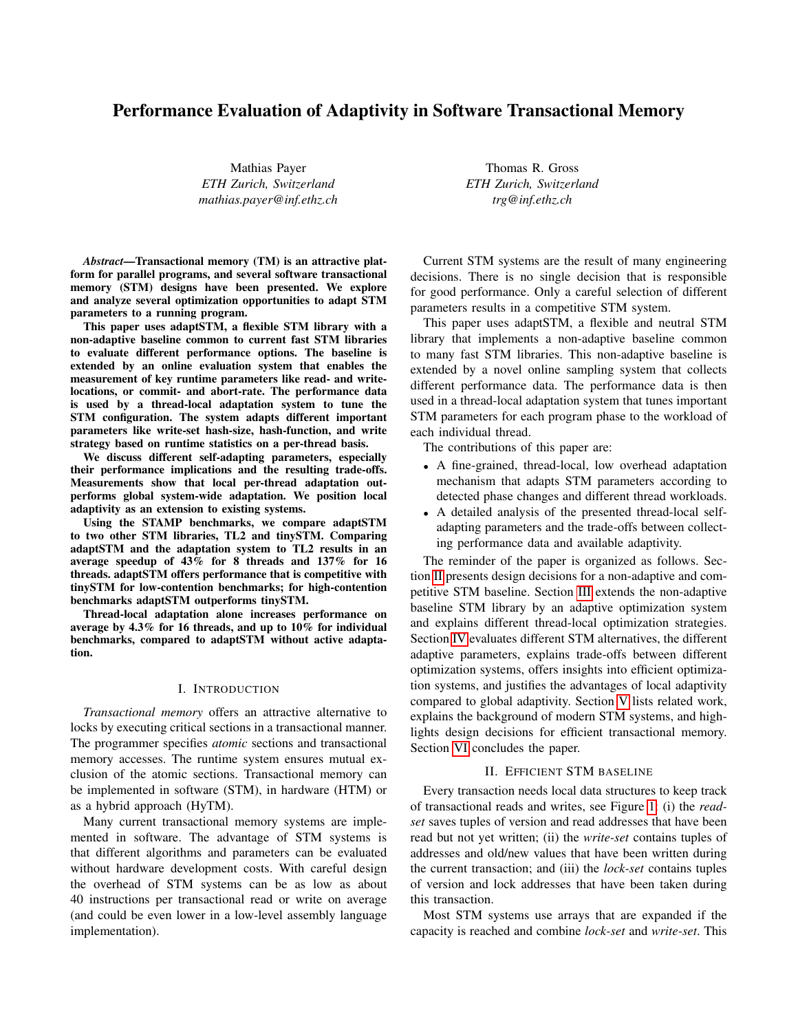# Performance Evaluation of Adaptivity in Software Transactional Memory

Mathias Payer
*ETH Zurich, Switzerland*
*mathias.payer@inf.ethz.ch*

Thomas R. Gross
*ETH Zurich, Switzerland*
*trg@inf.ethz.ch*

***Abstract*—Transactional memory (TM) is an attractive platform for parallel programs, and several software transactional memory (STM) designs have been presented. We explore and analyze several optimization opportunities to adapt STM parameters to a running program.**

**This paper uses adaptSTM, a flexible STM library with a non-adaptive baseline common to current fast STM libraries to evaluate different performance options. The baseline is extended by an online evaluation system that enables the measurement of key runtime parameters like read- and write-locations, or commit- and abort-rate. The performance data is used by a thread-local adaptation system to tune the STM configuration. The system adapts different important parameters like write-set hash-size, hash-function, and write strategy based on runtime statistics on a per-thread basis.**

**We discuss different self-adapting parameters, especially their performance implications and the resulting trade-offs. Measurements show that local per-thread adaptation outperforms global system-wide adaptation. We position local adaptivity as an extension to existing systems.**

**Using the STAMP benchmarks, we compare adaptSTM to two other STM libraries, TL2 and tinySTM. Comparing adaptSTM and the adaptation system to TL2 results in an average speedup of 43% for 8 threads and 137% for 16 threads. adaptSTM offers performance that is competitive with tinySTM for low-contention benchmarks; for high-contention benchmarks adaptSTM outperforms tinySTM.**

**Thread-local adaptation alone increases performance on average by 4.3% for 16 threads, and up to 10% for individual benchmarks, compared to adaptSTM without active adaptation.**

## I. Introduction

*Transactional memory* offers an attractive alternative to locks by executing critical sections in a transactional manner. The programmer specifies *atomic* sections and transactional memory accesses. The runtime system ensures mutual exclusion of the atomic sections. Transactional memory can be implemented in software (STM), in hardware (HTM) or as a hybrid approach (HyTM).

Many current transactional memory systems are implemented in software. The advantage of STM systems is that different algorithms and parameters can be evaluated without hardware development costs. With careful design the overhead of STM systems can be as low as about 40 instructions per transactional read or write on average (and could be even lower in a low-level assembly language implementation).

Current STM systems are the result of many engineering decisions. There is no single decision that is responsible for good performance. Only a careful selection of different parameters results in a competitive STM system.

This paper uses adaptSTM, a flexible and neutral STM library that implements a non-adaptive baseline common to many fast STM libraries. This non-adaptive baseline is extended by a novel online sampling system that collects different performance data. The performance data is then used in a thread-local adaptation system that tunes important STM parameters for each program phase to the workload of each individual thread.

The contributions of this paper are:

- A fine-grained, thread-local, low overhead adaptation mechanism that adapts STM parameters according to detected phase changes and different thread workloads.
- A detailed analysis of the presented thread-local self-adapting parameters and the trade-offs between collecting performance data and available adaptivity.

The reminder of the paper is organized as follows. Section II presents design decisions for a non-adaptive and competitive STM baseline. Section III extends the non-adaptive baseline STM library by an adaptive optimization system and explains different thread-local optimization strategies. Section IV evaluates different STM alternatives, the different adaptive parameters, explains trade-offs between different optimization systems, offers insights into efficient optimization systems, and justifies the advantages of local adaptivity compared to global adaptivity. Section V lists related work, explains the background of modern STM systems, and highlights design decisions for efficient transactional memory. Section VI concludes the paper.

## II. Efficient STM baseline

Every transaction needs local data structures to keep track of transactional reads and writes, see Figure 1: (i) the *read-set* saves tuples of version and read addresses that have been read but not yet written; (ii) the *write-set* contains tuples of addresses and old/new values that have been written during the current transaction; and (iii) the *lock-set* contains tuples of version and lock addresses that have been taken during this transaction.

Most STM systems use arrays that are expanded if the capacity is reached and combine *lock-set* and *write-set*. This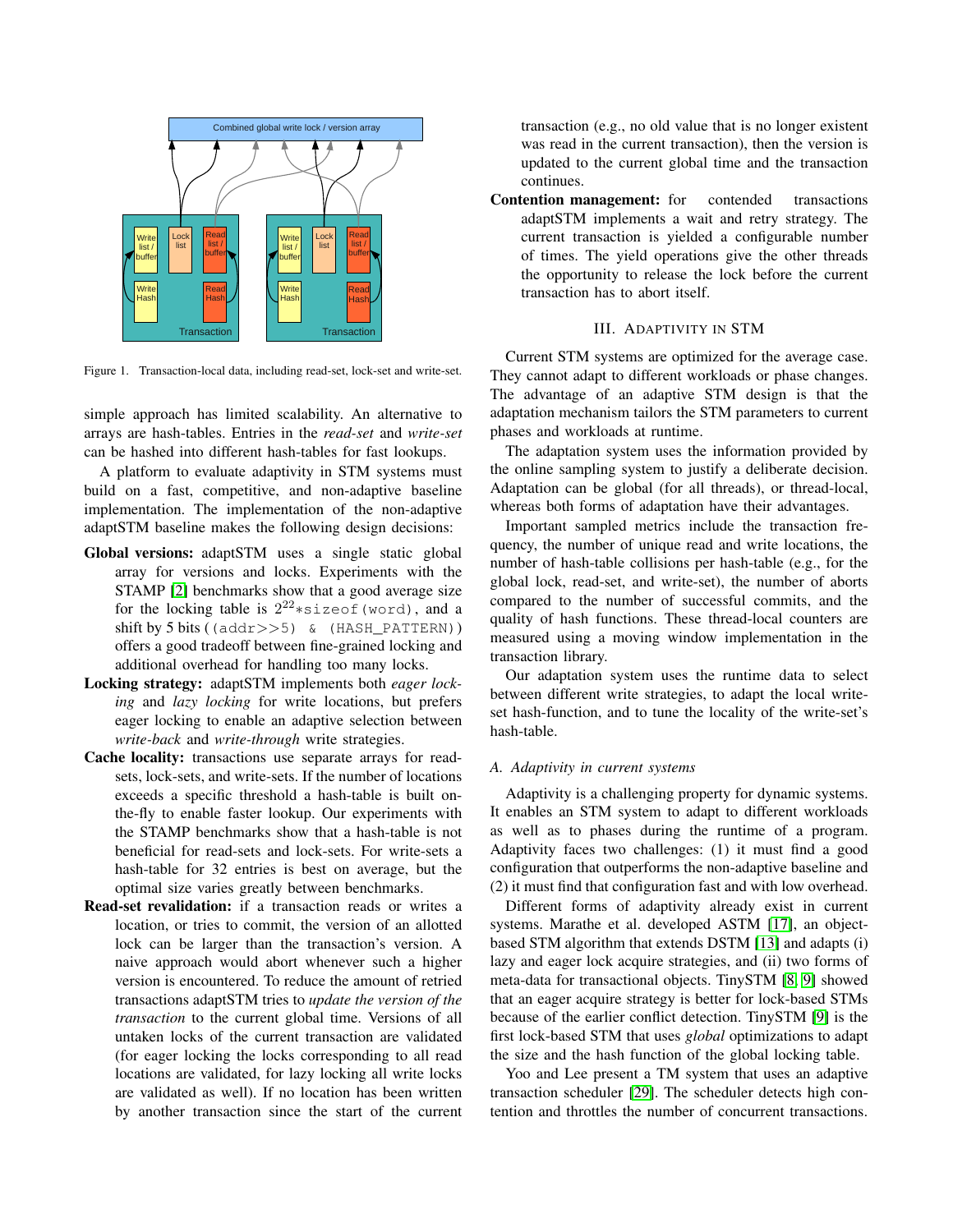Combined global write lock / version array

Write list / buffer

Lock list

Read list / buffer

Write Hash

Read Hash

Transaction

Write list / buffer

Lock list

Read list / buffer

Write Hash

Read Hash

Transaction

Figure 1. Transaction-local data, including read-set, lock-set and write-set.

simple approach has limited scalability. An alternative to arrays are hash-tables. Entries in the *read-set* and *write-set* can be hashed into different hash-tables for fast lookups.

A platform to evaluate adaptivity in STM systems must build on a fast, competitive, and non-adaptive baseline implementation. The implementation of the non-adaptive adaptSTM baseline makes the following design decisions:

- **Global versions:** adaptSTM uses a single static global array for versions and locks. Experiments with the STAMP [2] benchmarks show that a good average size for the locking table is $2^{22}$`*sizeof(word)`, and a shift by 5 bits (`(addr>>5) & (HASH_PATTERN)`) offers a good tradeoff between fine-grained locking and additional overhead for handling too many locks.
- **Locking strategy:** adaptSTM implements both *eager locking* and *lazy locking* for write locations, but prefers eager locking to enable an adaptive selection between *write-back* and *write-through* write strategies.
- **Cache locality:** transactions use separate arrays for read-sets, lock-sets, and write-sets. If the number of locations exceeds a specific threshold a hash-table is built on-the-fly to enable faster lookup. Our experiments with the STAMP benchmarks show that a hash-table is not beneficial for read-sets and lock-sets. For write-sets a hash-table for 32 entries is best on average, but the optimal size varies greatly between benchmarks.
- **Read-set revalidation:** if a transaction reads or writes a location, or tries to commit, the version of an allotted lock can be larger than the transaction's version. A naive approach would abort whenever such a higher version is encountered. To reduce the amount of retried transactions adaptSTM tries to *update the version of the transaction* to the current global time. Versions of all untaken locks of the current transaction are validated (for eager locking the locks corresponding to all read locations are validated, for lazy locking all write locks are validated as well). If no location has been written by another transaction since the start of the current transaction (e.g., no old value that is no longer existent was read in the current transaction), then the version is updated to the current global time and the transaction continues.
- **Contention management:** for contended transactions adaptSTM implements a wait and retry strategy. The current transaction is yielded a configurable number of times. The yield operations give the other threads the opportunity to release the lock before the current transaction has to abort itself.

## III. Adaptivity in STM

Current STM systems are optimized for the average case. They cannot adapt to different workloads or phase changes. The advantage of an adaptive STM design is that the adaptation mechanism tailors the STM parameters to current phases and workloads at runtime.

The adaptation system uses the information provided by the online sampling system to justify a deliberate decision. Adaptation can be global (for all threads), or thread-local, whereas both forms of adaptation have their advantages.

Important sampled metrics include the transaction frequency, the number of unique read and write locations, the number of hash-table collisions per hash-table (e.g., for the global lock, read-set, and write-set), the number of aborts compared to the number of successful commits, and the quality of hash functions. These thread-local counters are measured using a moving window implementation in the transaction library.

Our adaptation system uses the runtime data to select between different write strategies, to adapt the local write-set hash-function, and to tune the locality of the write-set's hash-table.

### A. Adaptivity in current systems

Adaptivity is a challenging property for dynamic systems. It enables an STM system to adapt to different workloads as well as to phases during the runtime of a program. Adaptivity faces two challenges: (1) it must find a good configuration that outperforms the non-adaptive baseline and (2) it must find that configuration fast and with low overhead.

Different forms of adaptivity already exist in current systems. Marathe et al. developed ASTM [17], an object-based STM algorithm that extends DSTM [13] and adapts (i) lazy and eager lock acquire strategies, and (ii) two forms of meta-data for transactional objects. TinySTM [8, 9] showed that an eager acquire strategy is better for lock-based STMs because of the earlier conflict detection. TinySTM [9] is the first lock-based STM that uses *global* optimizations to adapt the size and the hash function of the global locking table.

Yoo and Lee present a TM system that uses an adaptive transaction scheduler [29]. The scheduler detects high contention and throttles the number of concurrent transactions.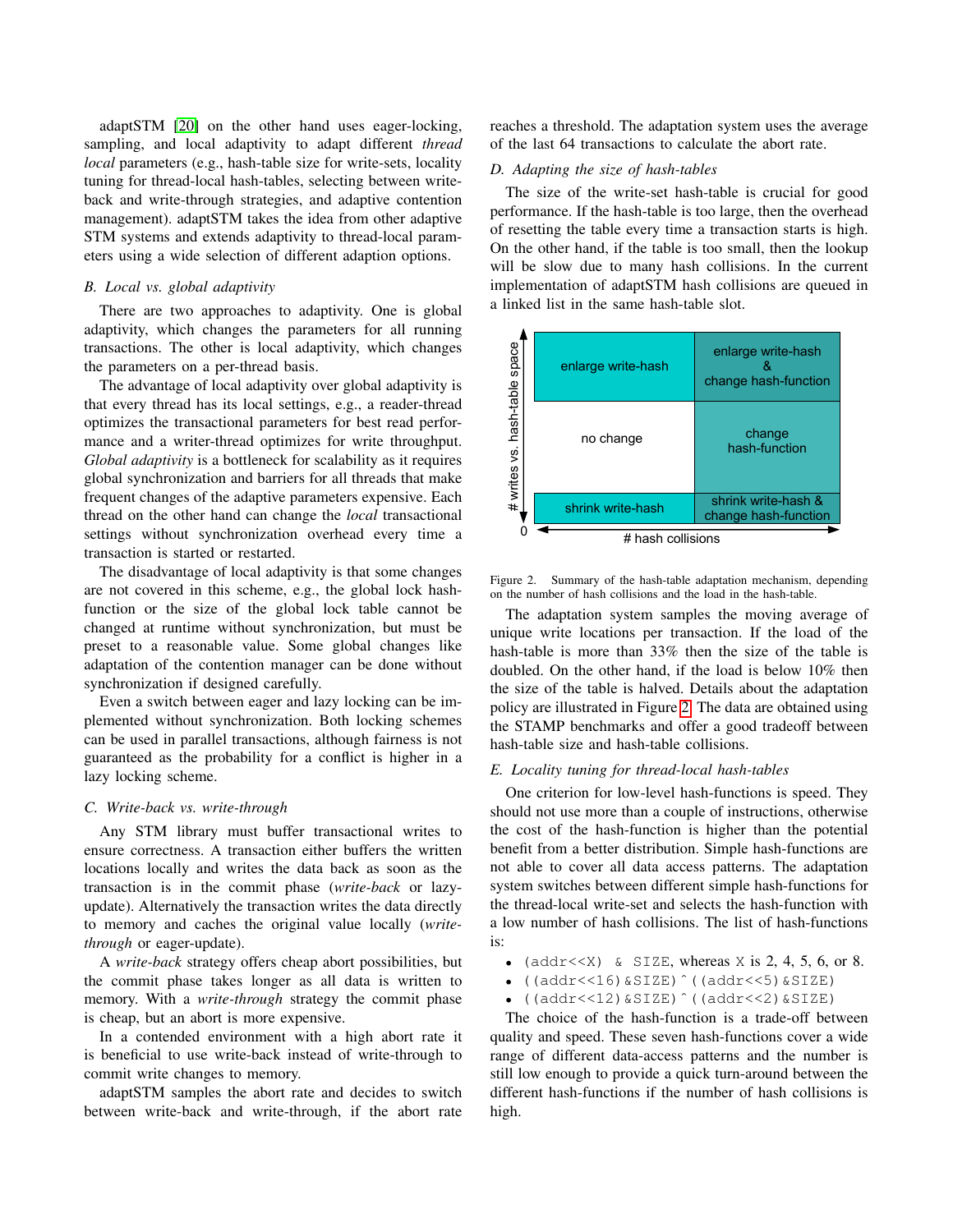adaptSTM [20] on the other hand uses eager-locking, sampling, and local adaptivity to adapt different *thread local* parameters (e.g., hash-table size for write-sets, locality tuning for thread-local hash-tables, selecting between write-back and write-through strategies, and adaptive contention management). adaptSTM takes the idea from other adaptive STM systems and extends adaptivity to thread-local parameters using a wide selection of different adaption options.

### *B. Local vs. global adaptivity*

There are two approaches to adaptivity. One is global adaptivity, which changes the parameters for all running transactions. The other is local adaptivity, which changes the parameters on a per-thread basis.

The advantage of local adaptivity over global adaptivity is that every thread has its local settings, e.g., a reader-thread optimizes the transactional parameters for best read performance and a writer-thread optimizes for write throughput. *Global adaptivity* is a bottleneck for scalability as it requires global synchronization and barriers for all threads that make frequent changes of the adaptive parameters expensive. Each thread on the other hand can change the *local* transactional settings without synchronization overhead every time a transaction is started or restarted.

The disadvantage of local adaptivity is that some changes are not covered in this scheme, e.g., the global lock hash-function or the size of the global lock table cannot be changed at runtime without synchronization, but must be preset to a reasonable value. Some global changes like adaptation of the contention manager can be done without synchronization if designed carefully.

Even a switch between eager and lazy locking can be implemented without synchronization. Both locking schemes can be used in parallel transactions, although fairness is not guaranteed as the probability for a conflict is higher in a lazy locking scheme.

### *C. Write-back vs. write-through*

Any STM library must buffer transactional writes to ensure correctness. A transaction either buffers the written locations locally and writes the data back as soon as the transaction is in the commit phase (*write-back* or lazy-update). Alternatively the transaction writes the data directly to memory and caches the original value locally (*write-through* or eager-update).

A *write-back* strategy offers cheap abort possibilities, but the commit phase takes longer as all data is written to memory. With a *write-through* strategy the commit phase is cheap, but an abort is more expensive.

In a contended environment with a high abort rate it is beneficial to use write-back instead of write-through to commit write changes to memory.

adaptSTM samples the abort rate and decides to switch between write-back and write-through, if the abort rate reaches a threshold. The adaptation system uses the average of the last 64 transactions to calculate the abort rate.

### *D. Adapting the size of hash-tables*

The size of the write-set hash-table is crucial for good performance. If the hash-table is too large, then the overhead of resetting the table every time a transaction starts is high. On the other hand, if the table is too small, then the lookup will be slow due to many hash collisions. In the current implementation of adaptSTM hash collisions are queued in a linked list in the same hash-table slot.

enlarge write-hash
enlarge write-hash & change hash-function
no change
change hash-function
shrink write-hash
shrink write-hash & change hash-function
# writes vs. hash-table space
0
# hash collisions

Figure 2. Summary of the hash-table adaptation mechanism, depending on the number of hash collisions and the load in the hash-table.

The adaptation system samples the moving average of unique write locations per transaction. If the load of the hash-table is more than 33% then the size of the table is doubled. On the other hand, if the load is below 10% then the size of the table is halved. Details about the adaptation policy are illustrated in Figure 2. The data are obtained using the STAMP benchmarks and offer a good tradeoff between hash-table size and hash-table collisions.

### *E. Locality tuning for thread-local hash-tables*

One criterion for low-level hash-functions is speed. They should not use more than a couple of instructions, otherwise the cost of the hash-function is higher than the potential benefit from a better distribution. Simple hash-functions are not able to cover all data access patterns. The adaptation system switches between different simple hash-functions for the thread-local write-set and selects the hash-function with a low number of hash collisions. The list of hash-functions is:

- `(addr<<X) & SIZE`, whereas `X` is 2, 4, 5, 6, or 8.
- `((addr<<16)&SIZE)^((addr<<5)&SIZE)`
- `((addr<<12)&SIZE)^((addr<<2)&SIZE)`

The choice of the hash-function is a trade-off between quality and speed. These seven hash-functions cover a wide range of different data-access patterns and the number is still low enough to provide a quick turn-around between the different hash-functions if the number of hash collisions is high.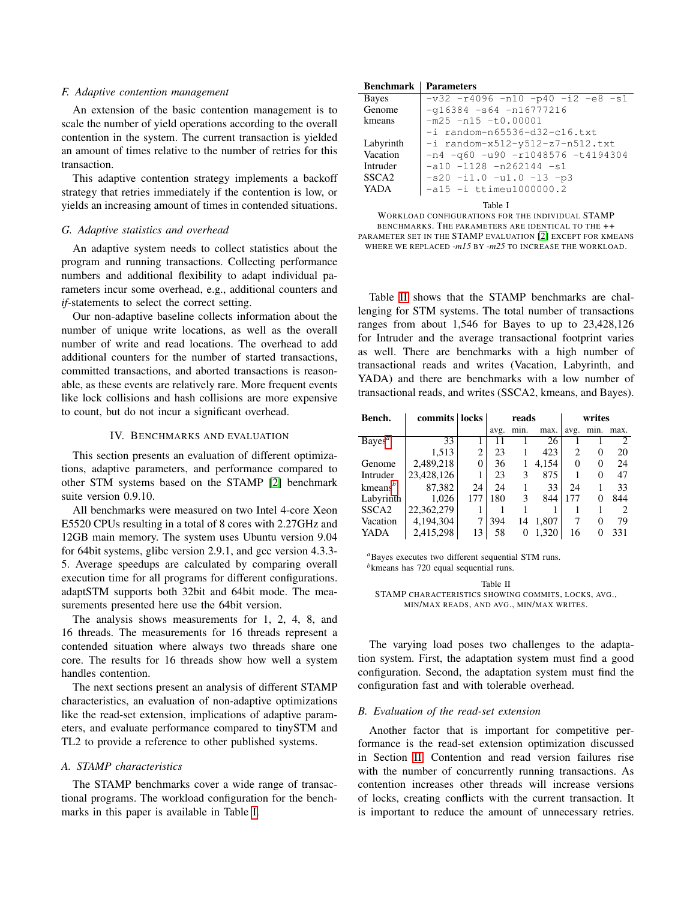### F. Adaptive contention management

An extension of the basic contention management is to scale the number of yield operations according to the overall contention in the system. The current transaction is yielded an amount of times relative to the number of retries for this transaction.

This adaptive contention strategy implements a backoff strategy that retries immediately if the contention is low, or yields an increasing amount of times in contended situations.

### G. Adaptive statistics and overhead

An adaptive system needs to collect statistics about the program and running transactions. Collecting performance numbers and additional flexibility to adapt individual parameters incur some overhead, e.g., additional counters and *if*-statements to select the correct setting.

Our non-adaptive baseline collects information about the number of unique write locations, as well as the overall number of write and read locations. The overhead to add additional counters for the number of started transactions, committed transactions, and aborted transactions is reasonable, as these events are relatively rare. More frequent events like lock collisions and hash collisions are more expensive to count, but do not incur a significant overhead.

## IV. Benchmarks and Evaluation

This section presents an evaluation of different optimizations, adaptive parameters, and performance compared to other STM systems based on the STAMP [2] benchmark suite version 0.9.10.

All benchmarks were measured on two Intel 4-core Xeon E5520 CPUs resulting in a total of 8 cores with 2.27GHz and 12GB main memory. The system uses Ubuntu version 9.04 for 64bit systems, glibc version 2.9.1, and gcc version 4.3.3-5. Average speedups are calculated by comparing overall execution time for all programs for different configurations. adaptSTM supports both 32bit and 64bit mode. The measurements presented here use the 64bit version.

The analysis shows measurements for 1, 2, 4, 8, and 16 threads. The measurements for 16 threads represent a contended situation where always two threads share one core. The results for 16 threads show how well a system handles contention.

The next sections present an analysis of different STAMP characteristics, an evaluation of non-adaptive optimizations like the read-set extension, implications of adaptive parameters, and evaluate performance compared to tinySTM and TL2 to provide a reference to other published systems.

### A. STAMP characteristics

The STAMP benchmarks cover a wide range of transactional programs. The workload configuration for the benchmarks in this paper is available in Table I.

| Benchmark | Parameters |
|---|---|
| Bayes | `-v32 -r4096 -n10 -p40 -i2 -e8 -s1` |
| Genome | `-g16384 -s64 -n16777216` |
| kmeans | `-m25 -n15 -t0.00001` |
| | `-i random-n65536-d32-c16.txt` |
| Labyrinth | `-i random-x512-y512-z7-n512.txt` |
| Vacation | `-n4 -q60 -u90 -r1048576 -t4194304` |
| Intruder | `-a10 -l128 -n262144 -s1` |
| SSCA2 | `-s20 -i1.0 -u1.0 -l3 -p3` |
| YADA | `-a15 -i ttimeu1000000.2` |

Table I
Workload configurations for the individual STAMP benchmarks. The parameters are identical to the ++ parameter set in the STAMP evaluation [2] except for kmeans where we replaced *-m15* by *-m25* to increase the workload.

Table II shows that the STAMP benchmarks are challenging for STM systems. The total number of transactions ranges from about 1,546 for Bayes to up to 23,428,126 for Intruder and the average transactional footprint varies as well. There are benchmarks with a high number of transactional reads and writes (Vacation, Labyrinth, and YADA) and there are benchmarks with a low number of transactional reads, and writes (SSCA2, kmeans, and Bayes).

| Bench. | commits | locks | reads | | | writes | | |
|---|---|---|---|---|---|---|---|---|
| | | | avg. | min. | max. | avg. | min. | max. |
| Bayes[a] | 33 | 1 | 11 | 1 | 26 | 1 | 1 | 2 |
| | 1,513 | 2 | 23 | 1 | 423 | 2 | 0 | 20 |
| Genome | 2,489,218 | 0 | 36 | 1 | 4,154 | 0 | 0 | 24 |
| Intruder | 23,428,126 | 1 | 23 | 3 | 875 | 1 | 0 | 47 |
| kmeans[b] | 87,382 | 24 | 24 | 1 | 33 | 24 | 1 | 33 |
| Labyrinth | 1,026 | 177 | 180 | 3 | 844 | 177 | 0 | 844 |
| SSCA2 | 22,362,279 | 1 | 1 | 1 | 1 | 1 | 1 | 2 |
| Vacation | 4,194,304 | 7 | 394 | 14 | 1,807 | 7 | 0 | 79 |
| YADA | 2,415,298 | 13 | 58 | 0 | 1,320 | 16 | 0 | 331 |

[a] Bayes executes two different sequential STM runs.
[b] kmeans has 720 equal sequential runs.

Table II
STAMP characteristics showing commits, locks, avg., min/max reads, and avg., min/max writes.

The varying load poses two challenges to the adaptation system. First, the adaptation system must find a good configuration. Second, the adaptation system must find the configuration fast and with tolerable overhead.

### B. Evaluation of the read-set extension

Another factor that is important for competitive performance is the read-set extension optimization discussed in Section III. Contention and read version failures rise with the number of concurrently running transactions. As contention increases other threads will increase versions of locks, creating conflicts with the current transaction. It is important to reduce the amount of unnecessary retries.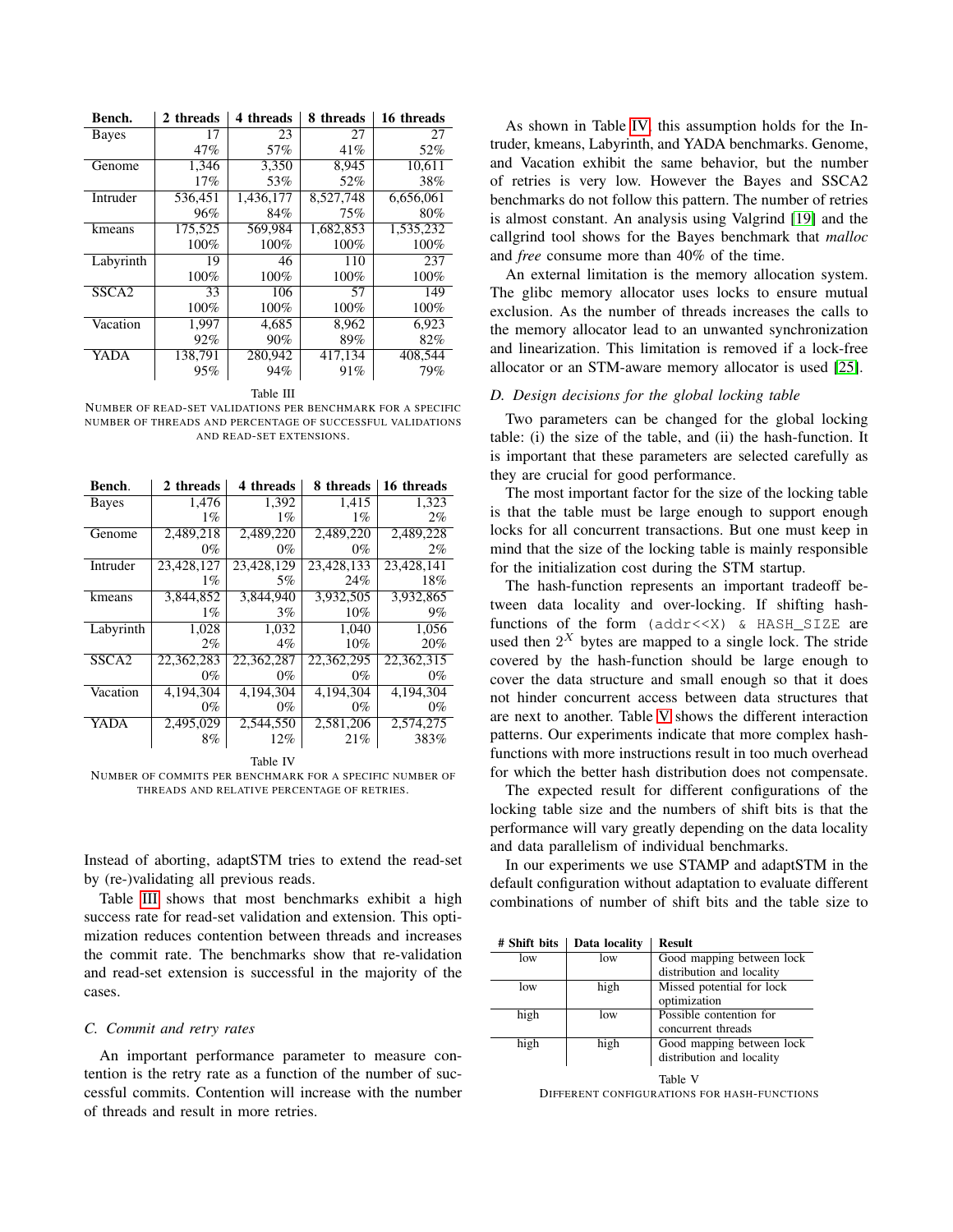| Bench. | 2 threads | 4 threads | 8 threads | 16 threads |
|---|---|---|---|---|
| Bayes | 17 | 23 | 27 | 27 |
| | 47% | 57% | 41% | 52% |
| Genome | 1,346 | 3,350 | 8,945 | 10,611 |
| | 17% | 53% | 52% | 38% |
| Intruder | 536,451 | 1,436,177 | 8,527,748 | 6,656,061 |
| | 96% | 84% | 75% | 80% |
| kmeans | 175,525 | 569,984 | 1,682,853 | 1,535,232 |
| | 100% | 100% | 100% | 100% |
| Labyrinth | 19 | 46 | 110 | 237 |
| | 100% | 100% | 100% | 100% |
| SSCA2 | 33 | 106 | 57 | 149 |
| | 100% | 100% | 100% | 100% |
| Vacation | 1,997 | 4,685 | 8,962 | 6,923 |
| | 92% | 90% | 89% | 82% |
| YADA | 138,791 | 280,942 | 417,134 | 408,544 |
| | 95% | 94% | 91% | 79% |

Table III
NUMBER OF READ-SET VALIDATIONS PER BENCHMARK FOR A SPECIFIC NUMBER OF THREADS AND PERCENTAGE OF SUCCESSFUL VALIDATIONS AND READ-SET EXTENSIONS.

| Bench. | 2 threads | 4 threads | 8 threads | 16 threads |
|---|---|---|---|---|
| Bayes | 1,476 | 1,392 | 1,415 | 1,323 |
| | 1% | 1% | 1% | 2% |
| Genome | 2,489,218 | 2,489,220 | 2,489,220 | 2,489,228 |
| | 0% | 0% | 0% | 2% |
| Intruder | 23,428,127 | 23,428,129 | 23,428,133 | 23,428,141 |
| | 1% | 5% | 24% | 18% |
| kmeans | 3,844,852 | 3,844,940 | 3,932,505 | 3,932,865 |
| | 1% | 3% | 10% | 9% |
| Labyrinth | 1,028 | 1,032 | 1,040 | 1,056 |
| | 2% | 4% | 10% | 20% |
| SSCA2 | 22,362,283 | 22,362,287 | 22,362,295 | 22,362,315 |
| | 0% | 0% | 0% | 0% |
| Vacation | 4,194,304 | 4,194,304 | 4,194,304 | 4,194,304 |
| | 0% | 0% | 0% | 0% |
| YADA | 2,495,029 | 2,544,550 | 2,581,206 | 2,574,275 |
| | 8% | 12% | 21% | 383% |

Table IV
NUMBER OF COMMITS PER BENCHMARK FOR A SPECIFIC NUMBER OF THREADS AND RELATIVE PERCENTAGE OF RETRIES.

Instead of aborting, adaptSTM tries to extend the read-set by (re-)validating all previous reads.

Table III shows that most benchmarks exhibit a high success rate for read-set validation and extension. This optimization reduces contention between threads and increases the commit rate. The benchmarks show that re-validation and read-set extension is successful in the majority of the cases.

### C. Commit and retry rates

An important performance parameter to measure contention is the retry rate as a function of the number of successful commits. Contention will increase with the number of threads and result in more retries.

As shown in Table IV, this assumption holds for the Intruder, kmeans, Labyrinth, and YADA benchmarks. Genome, and Vacation exhibit the same behavior, but the number of retries is very low. However the Bayes and SSCA2 benchmarks do not follow this pattern. The number of retries is almost constant. An analysis using Valgrind [19] and the callgrind tool shows for the Bayes benchmark that *malloc* and *free* consume more than 40% of the time.

An external limitation is the memory allocation system. The glibc memory allocator uses locks to ensure mutual exclusion. As the number of threads increases the calls to the memory allocator lead to an unwanted synchronization and linearization. This limitation is removed if a lock-free allocator or an STM-aware memory allocator is used [25].

### D. Design decisions for the global locking table

Two parameters can be changed for the global locking table: (i) the size of the table, and (ii) the hash-function. It is important that these parameters are selected carefully as they are crucial for good performance.

The most important factor for the size of the locking table is that the table must be large enough to support enough locks for all concurrent transactions. But one must keep in mind that the size of the locking table is mainly responsible for the initialization cost during the STM startup.

The hash-function represents an important tradeoff between data locality and over-locking. If shifting hash-functions of the form `(addr<<X) & HASH_SIZE` are used then $2^X$ bytes are mapped to a single lock. The stride covered by the hash-function should be large enough to cover the data structure and small enough so that it does not hinder concurrent access between data structures that are next to another. Table V shows the different interaction patterns. Our experiments indicate that more complex hash-functions with more instructions result in too much overhead for which the better hash distribution does not compensate.

The expected result for different configurations of the locking table size and the numbers of shift bits is that the performance will vary greatly depending on the data locality and data parallelism of individual benchmarks.

In our experiments we use STAMP and adaptSTM in the default configuration without adaptation to evaluate different combinations of number of shift bits and the table size to

| # Shift bits | Data locality | Result |
|---|---|---|
| low | low | Good mapping between lock distribution and locality |
| low | high | Missed potential for lock optimization |
| high | low | Possible contention for concurrent threads |
| high | high | Good mapping between lock distribution and locality |

Table V
DIFFERENT CONFIGURATIONS FOR HASH-FUNCTIONS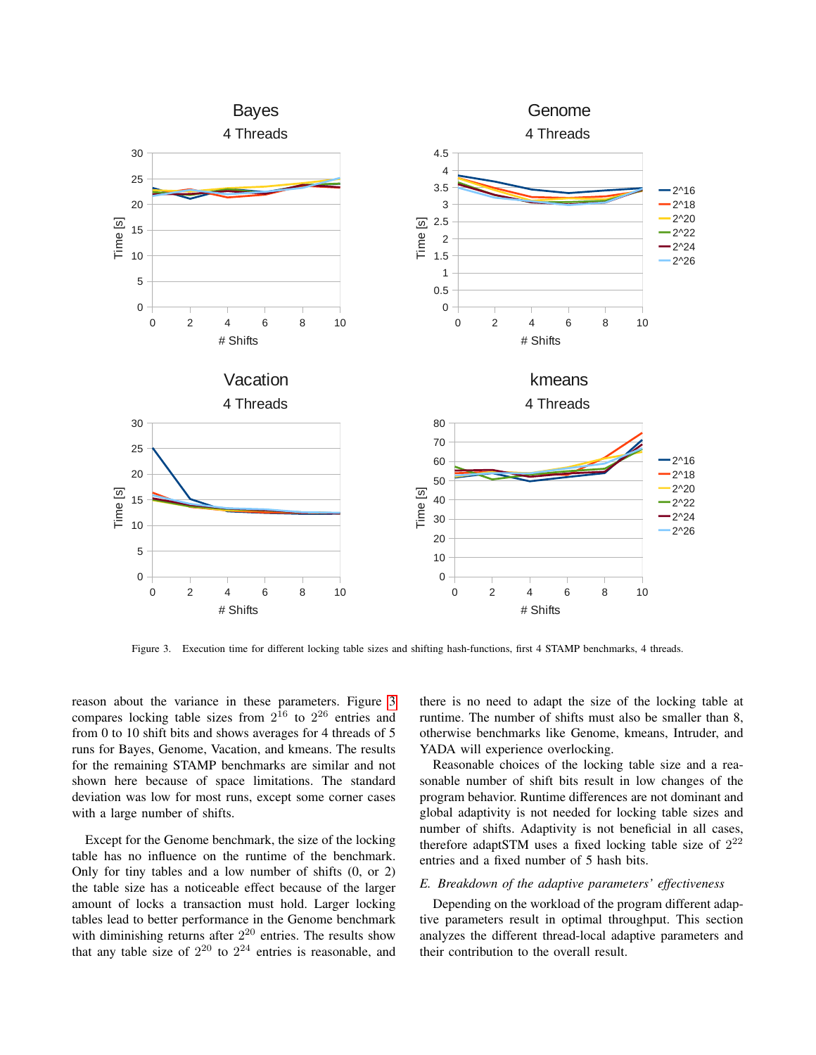Figure 3. Execution time for different locking table sizes and shifting hash-functions, first 4 STAMP benchmarks, 4 threads.

reason about the variance in these parameters. Figure 3 compares locking table sizes from $2^{16}$ to $2^{26}$ entries and from 0 to 10 shift bits and shows averages for 4 threads of 5 runs for Bayes, Genome, Vacation, and kmeans. The results for the remaining STAMP benchmarks are similar and not shown here because of space limitations. The standard deviation was low for most runs, except some corner cases with a large number of shifts.

Except for the Genome benchmark, the size of the locking table has no influence on the runtime of the benchmark. Only for tiny tables and a low number of shifts (0, or 2) the table size has a noticeable effect because of the larger amount of locks a transaction must hold. Larger locking tables lead to better performance in the Genome benchmark with diminishing returns after $2^{20}$ entries. The results show that any table size of $2^{20}$ to $2^{24}$ entries is reasonable, and there is no need to adapt the size of the locking table at runtime. The number of shifts must also be smaller than 8, otherwise benchmarks like Genome, kmeans, Intruder, and YADA will experience overlocking.

Reasonable choices of the locking table size and a reasonable number of shift bits result in low changes of the program behavior. Runtime differences are not dominant and global adaptivity is not needed for locking table sizes and number of shifts. Adaptivity is not beneficial in all cases, therefore adaptSTM uses a fixed locking table size of $2^{22}$ entries and a fixed number of 5 hash bits.

### *E. Breakdown of the adaptive parameters' effectiveness*

Depending on the workload of the program different adaptive parameters result in optimal throughput. This section analyzes the different thread-local adaptive parameters and their contribution to the overall result.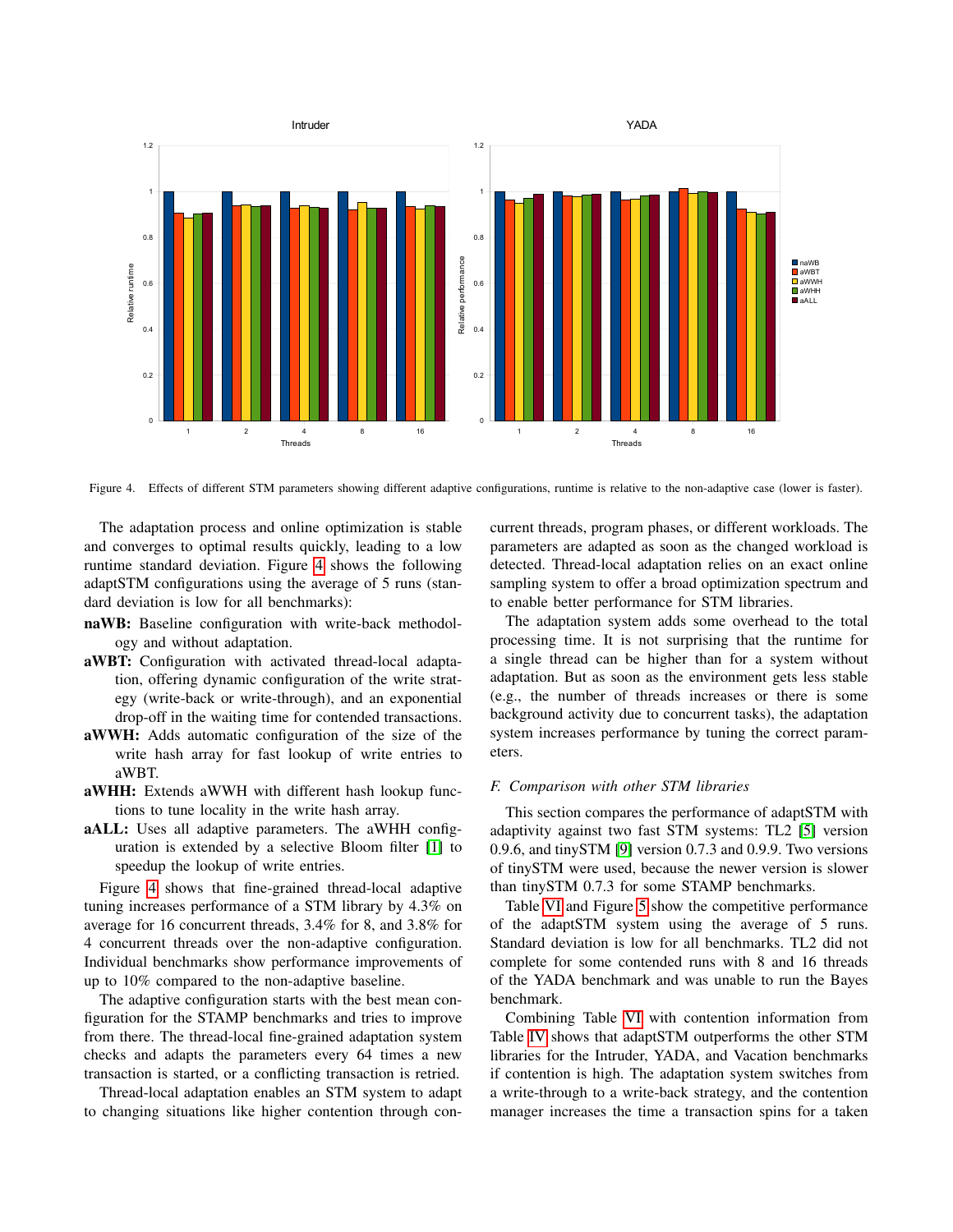Figure 4. Effects of different STM parameters showing different adaptive configurations, runtime is relative to the non-adaptive case (lower is faster).

The adaptation process and online optimization is stable and converges to optimal results quickly, leading to a low runtime standard deviation. Figure 4 shows the following adaptSTM configurations using the average of 5 runs (standard deviation is low for all benchmarks):

- **naWB:** Baseline configuration with write-back methodology and without adaptation.
- **aWBT:** Configuration with activated thread-local adaptation, offering dynamic configuration of the write strategy (write-back or write-through), and an exponential drop-off in the waiting time for contended transactions.
- **aWWH:** Adds automatic configuration of the size of the write hash array for fast lookup of write entries to aWBT.
- **aWHH:** Extends aWWH with different hash lookup functions to tune locality in the write hash array.
- **aALL:** Uses all adaptive parameters. The aWHH configuration is extended by a selective Bloom filter [1] to speedup the lookup of write entries.

Figure 4 shows that fine-grained thread-local adaptive tuning increases performance of a STM library by 4.3% on average for 16 concurrent threads, 3.4% for 8, and 3.8% for 4 concurrent threads over the non-adaptive configuration. Individual benchmarks show performance improvements of up to 10% compared to the non-adaptive baseline.

The adaptive configuration starts with the best mean configuration for the STAMP benchmarks and tries to improve from there. The thread-local fine-grained adaptation system checks and adapts the parameters every 64 times a new transaction is started, or a conflicting transaction is retried.

Thread-local adaptation enables an STM system to adapt to changing situations like higher contention through concurrent threads, program phases, or different workloads. The parameters are adapted as soon as the changed workload is detected. Thread-local adaptation relies on an exact online sampling system to offer a broad optimization spectrum and to enable better performance for STM libraries.

The adaptation system adds some overhead to the total processing time. It is not surprising that the runtime for a single thread can be higher than for a system without adaptation. But as soon as the environment gets less stable (e.g., the number of threads increases or there is some background activity due to concurrent tasks), the adaptation system increases performance by tuning the correct parameters.

### *F. Comparison with other STM libraries*

This section compares the performance of adaptSTM with adaptivity against two fast STM systems: TL2 [5] version 0.9.6, and tinySTM [9] version 0.7.3 and 0.9.9. Two versions of tinySTM were used, because the newer version is slower than tinySTM 0.7.3 for some STAMP benchmarks.

Table VI and Figure 5 show the competitive performance of the adaptSTM system using the average of 5 runs. Standard deviation is low for all benchmarks. TL2 did not complete for some contended runs with 8 and 16 threads of the YADA benchmark and was unable to run the Bayes benchmark.

Combining Table VI with contention information from Table IV shows that adaptSTM outperforms the other STM libraries for the Intruder, YADA, and Vacation benchmarks if contention is high. The adaptation system switches from a write-through to a write-back strategy, and the contention manager increases the time a transaction spins for a taken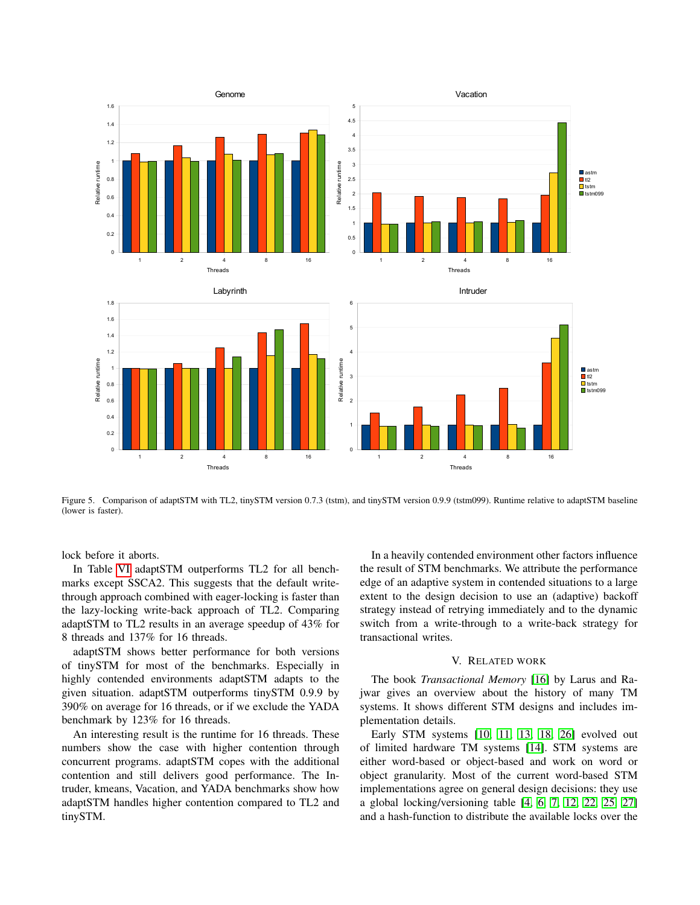Figure 5. Comparison of adaptSTM with TL2, tinySTM version 0.7.3 (tstm), and tinySTM version 0.9.9 (tstm099). Runtime relative to adaptSTM baseline (lower is faster).

lock before it aborts.

In Table VI adaptSTM outperforms TL2 for all benchmarks except SSCA2. This suggests that the default write-through approach combined with eager-locking is faster than the lazy-locking write-back approach of TL2. Comparing adaptSTM to TL2 results in an average speedup of 43% for 8 threads and 137% for 16 threads.

adaptSTM shows better performance for both versions of tinySTM for most of the benchmarks. Especially in highly contended environments adaptSTM adapts to the given situation. adaptSTM outperforms tinySTM 0.9.9 by 390% on average for 16 threads, or if we exclude the YADA benchmark by 123% for 16 threads.

An interesting result is the runtime for 16 threads. These numbers show the case with higher contention through concurrent programs. adaptSTM copes with the additional contention and still delivers good performance. The Intruder, kmeans, Vacation, and YADA benchmarks show how adaptSTM handles higher contention compared to TL2 and tinySTM.

In a heavily contended environment other factors influence the result of STM benchmarks. We attribute the performance edge of an adaptive system in contended situations to a large extent to the design decision to use an (adaptive) backoff strategy instead of retrying immediately and to the dynamic switch from a write-through to a write-back strategy for transactional writes.

## V. Related work

The book *Transactional Memory* [16] by Larus and Rajwar gives an overview about the history of many TM systems. It shows different STM designs and includes implementation details.

Early STM systems [10, 11, 13, 18, 26] evolved out of limited hardware TM systems [14]. STM systems are either word-based or object-based and work on word or object granularity. Most of the current word-based STM implementations agree on general design decisions: they use a global locking/versioning table [4, 6, 7, 12, 22, 25, 27] and a hash-function to distribute the available locks over the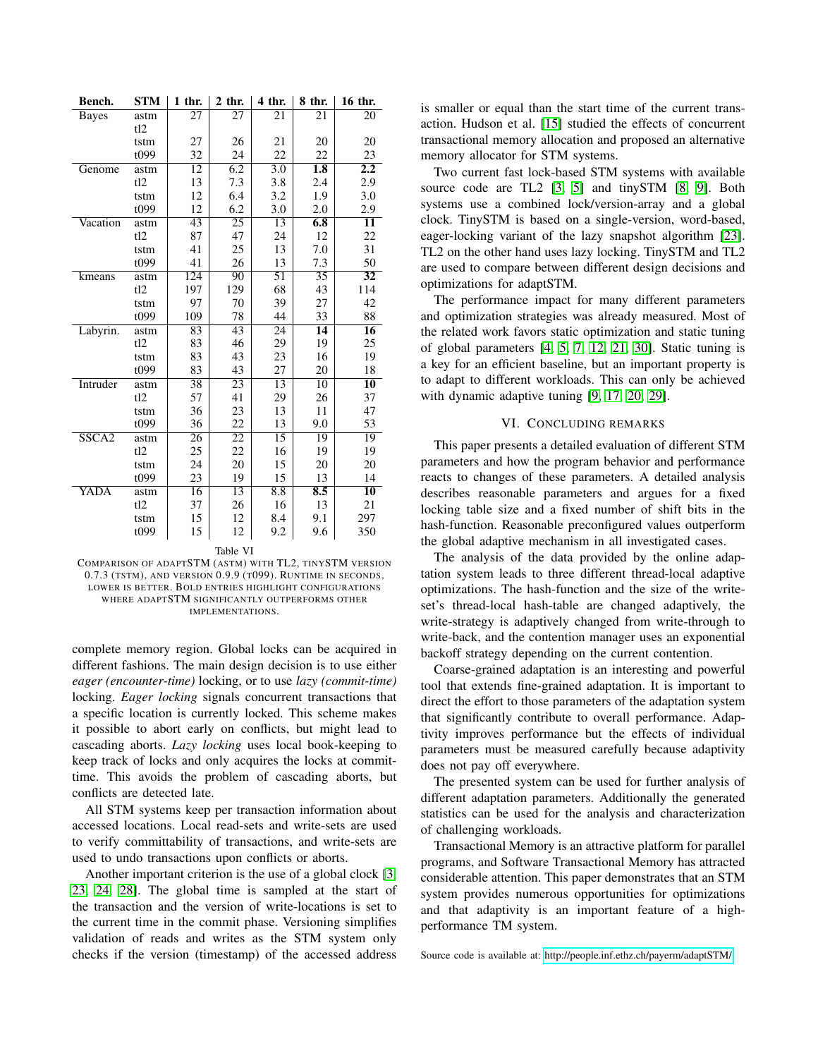| Bench. | STM | 1 thr. | 2 thr. | 4 thr. | 8 thr. | 16 thr. |
|---|---|---|---|---|---|---|
| Bayes | astm | 27 | 27 | 21 | 21 | 20 |
| | tl2 | | | | | |
| | tstm | 27 | 26 | 21 | 20 | 20 |
| | t099 | 32 | 24 | 22 | 22 | 23 |
| Genome | astm | 12 | 6.2 | 3.0 | **1.8** | **2.2** |
| | tl2 | 13 | 7.3 | 3.8 | 2.4 | 2.9 |
| | tstm | 12 | 6.4 | 3.2 | 1.9 | 3.0 |
| | t099 | 12 | 6.2 | 3.0 | 2.0 | 2.9 |
| Vacation | astm | 43 | 25 | 13 | **6.8** | **11** |
| | tl2 | 87 | 47 | 24 | 12 | 22 |
| | tstm | 41 | 25 | 13 | 7.0 | 31 |
| | t099 | 41 | 26 | 13 | 7.3 | 50 |
| kmeans | astm | 124 | 90 | 51 | 35 | **32** |
| | tl2 | 197 | 129 | 68 | 43 | 114 |
| | tstm | 97 | 70 | 39 | 27 | 42 |
| | t099 | 109 | 78 | 44 | 33 | 88 |
| Labyrin. | astm | 83 | 43 | 24 | **14** | **16** |
| | tl2 | 83 | 46 | 29 | 19 | 25 |
| | tstm | 83 | 43 | 23 | 16 | 19 |
| | t099 | 83 | 43 | 27 | 20 | 18 |
| Intruder | astm | 38 | 23 | 13 | 10 | **10** |
| | tl2 | 57 | 41 | 29 | 26 | 37 |
| | tstm | 36 | 23 | 13 | 11 | 47 |
| | t099 | 36 | 22 | 13 | 9.0 | 53 |
| SSCA2 | astm | 26 | 22 | 15 | 19 | 19 |
| | tl2 | 25 | 22 | 16 | 19 | 19 |
| | tstm | 24 | 20 | 15 | 20 | 20 |
| | t099 | 23 | 19 | 15 | 13 | 14 |
| YADA | astm | 16 | 13 | 8.8 | **8.5** | **10** |
| | tl2 | 37 | 26 | 16 | 13 | 21 |
| | tstm | 15 | 12 | 8.4 | 9.1 | 297 |
| | t099 | 15 | 12 | 9.2 | 9.6 | 350 |

Table VI

COMPARISON OF ADAPTSTM (ASTM) WITH TL2, TINYSTM VERSION 0.7.3 (TSTM), AND VERSION 0.9.9 (T099). RUNTIME IN SECONDS, LOWER IS BETTER. BOLD ENTRIES HIGHLIGHT CONFIGURATIONS WHERE ADAPTSTM SIGNIFICANTLY OUTPERFORMS OTHER IMPLEMENTATIONS.

complete memory region. Global locks can be acquired in different fashions. The main design decision is to use either *eager (encounter-time)* locking, or to use *lazy (commit-time)* locking. *Eager locking* signals concurrent transactions that a specific location is currently locked. This scheme makes it possible to abort early on conflicts, but might lead to cascading aborts. *Lazy locking* uses local book-keeping to keep track of locks and only acquires the locks at commit-time. This avoids the problem of cascading aborts, but conflicts are detected late.

All STM systems keep per transaction information about accessed locations. Local read-sets and write-sets are used to verify committability of transactions, and write-sets are used to undo transactions upon conflicts or aborts.

Another important criterion is the use of a global clock [3, 23, 24, 28]. The global time is sampled at the start of the transaction and the version of write-locations is set to the current time in the commit phase. Versioning simplifies validation of reads and writes as the STM system only checks if the version (timestamp) of the accessed address is smaller or equal than the start time of the current transaction. Hudson et al. [15] studied the effects of concurrent transactional memory allocation and proposed an alternative memory allocator for STM systems.

Two current fast lock-based STM systems with available source code are TL2 [3, 5] and tinySTM [8, 9]. Both systems use a combined lock/version-array and a global clock. TinySTM is based on a single-version, word-based, eager-locking variant of the lazy snapshot algorithm [23]. TL2 on the other hand uses lazy locking. TinySTM and TL2 are used to compare between different design decisions and optimizations for adaptSTM.

The performance impact for many different parameters and optimization strategies was already measured. Most of the related work favors static optimization and static tuning of global parameters [4, 5, 7, 12, 21, 30]. Static tuning is a key for an efficient baseline, but an important property is to adapt to different workloads. This can only be achieved with dynamic adaptive tuning [9, 17, 20, 29].

## VI. Concluding Remarks

This paper presents a detailed evaluation of different STM parameters and how the program behavior and performance reacts to changes of these parameters. A detailed analysis describes reasonable parameters and argues for a fixed locking table size and a fixed number of shift bits in the hash-function. Reasonable preconfigured values outperform the global adaptive mechanism in all investigated cases.

The analysis of the data provided by the online adaptation system leads to three different thread-local adaptive optimizations. The hash-function and the size of the write-set's thread-local hash-table are changed adaptively, the write-strategy is adaptively changed from write-through to write-back, and the contention manager uses an exponential backoff strategy depending on the current contention.

Coarse-grained adaptation is an interesting and powerful tool that extends fine-grained adaptation. It is important to direct the effort to those parameters of the adaptation system that significantly contribute to overall performance. Adaptivity improves performance but the effects of individual parameters must be measured carefully because adaptivity does not pay off everywhere.

The presented system can be used for further analysis of different adaptation parameters. Additionally the generated statistics can be used for the analysis and characterization of challenging workloads.

Transactional Memory is an attractive platform for parallel programs, and Software Transactional Memory has attracted considerable attention. This paper demonstrates that an STM system provides numerous opportunities for optimizations and that adaptivity is an important feature of a high-performance TM system.

Source code is available at: http://people.inf.ethz.ch/payerm/adaptSTM/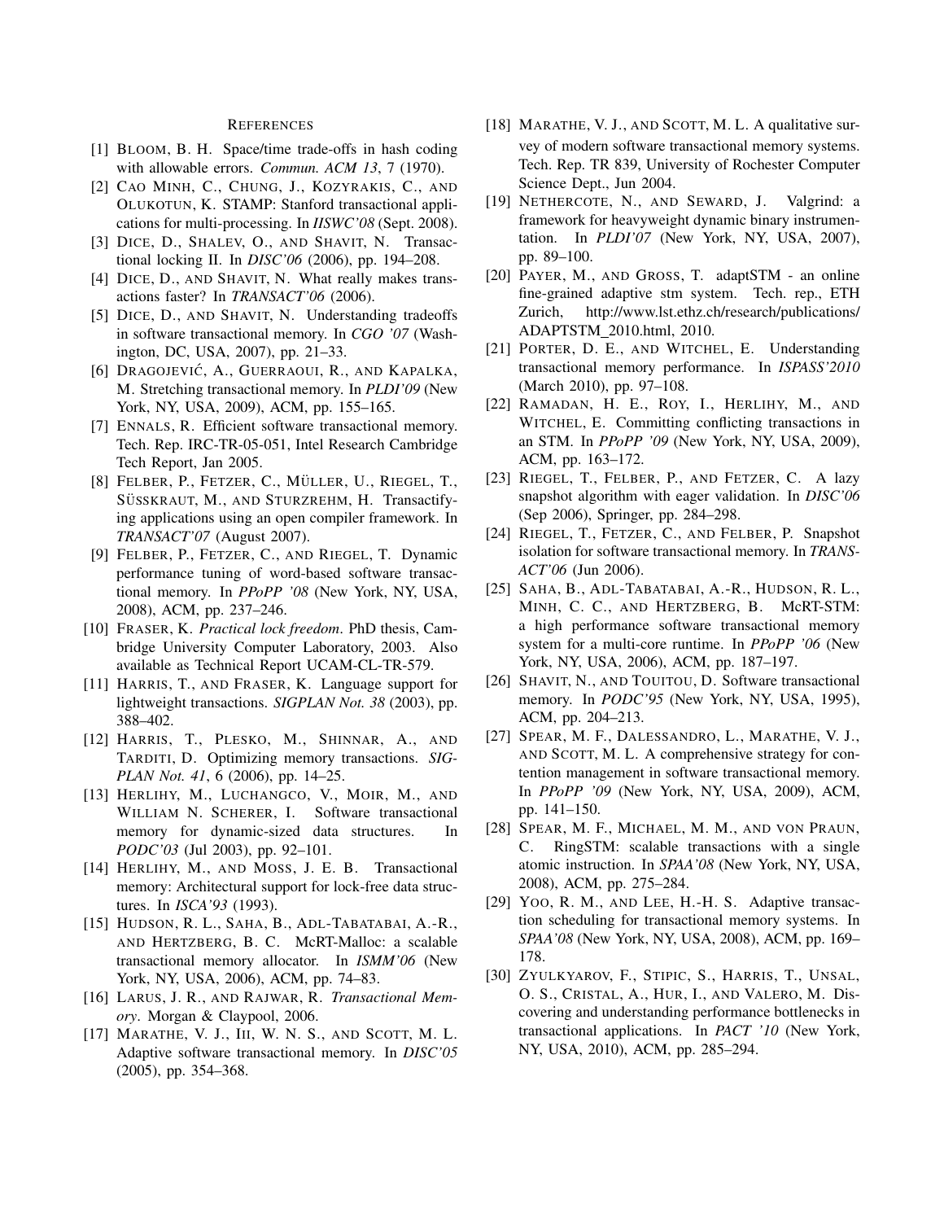## REFERENCES

[1] Bloom, B. H. Space/time trade-offs in hash coding with allowable errors. *Commun. ACM 13*, 7 (1970).

[2] Cao Minh, C., Chung, J., Kozyrakis, C., and Olukotun, K. STAMP: Stanford transactional applications for multi-processing. In *IISWC'08* (Sept. 2008).

[3] Dice, D., Shalev, O., and Shavit, N. Transactional locking II. In *DISC'06* (2006), pp. 194–208.

[4] Dice, D., and Shavit, N. What really makes transactions faster? In *TRANSACT'06* (2006).

[5] Dice, D., and Shavit, N. Understanding tradeoffs in software transactional memory. In *CGO '07* (Washington, DC, USA, 2007), pp. 21–33.

[6] Dragojević, A., Guerraoui, R., and Kapalka, M. Stretching transactional memory. In *PLDI'09* (New York, NY, USA, 2009), ACM, pp. 155–165.

[7] Ennals, R. Efficient software transactional memory. Tech. Rep. IRC-TR-05-051, Intel Research Cambridge Tech Report, Jan 2005.

[8] Felber, P., Fetzer, C., Müller, U., Riegel, T., Süsskraut, M., and Sturzrehm, H. Transactifying applications using an open compiler framework. In *TRANSACT'07* (August 2007).

[9] Felber, P., Fetzer, C., and Riegel, T. Dynamic performance tuning of word-based software transactional memory. In *PPoPP '08* (New York, NY, USA, 2008), ACM, pp. 237–246.

[10] Fraser, K. *Practical lock freedom*. PhD thesis, Cambridge University Computer Laboratory, 2003. Also available as Technical Report UCAM-CL-TR-579.

[11] Harris, T., and Fraser, K. Language support for lightweight transactions. *SIGPLAN Not. 38* (2003), pp. 388–402.

[12] Harris, T., Plesko, M., Shinnar, A., and Tarditi, D. Optimizing memory transactions. *SIGPLAN Not. 41*, 6 (2006), pp. 14–25.

[13] Herlihy, M., Luchangco, V., Moir, M., and William N. Scherer, I. Software transactional memory for dynamic-sized data structures. In *PODC'03* (Jul 2003), pp. 92–101.

[14] Herlihy, M., and Moss, J. E. B. Transactional memory: Architectural support for lock-free data structures. In *ISCA'93* (1993).

[15] Hudson, R. L., Saha, B., Adl-Tabatabai, A.-R., and Hertzberg, B. C. McRT-Malloc: a scalable transactional memory allocator. In *ISMM'06* (New York, NY, USA, 2006), ACM, pp. 74–83.

[16] Larus, J. R., and Rajwar, R. *Transactional Memory*. Morgan & Claypool, 2006.

[17] Marathe, V. J., Iii, W. N. S., and Scott, M. L. Adaptive software transactional memory. In *DISC'05* (2005), pp. 354–368.

[18] Marathe, V. J., and Scott, M. L. A qualitative survey of modern software transactional memory systems. Tech. Rep. TR 839, University of Rochester Computer Science Dept., Jun 2004.

[19] Nethercote, N., and Seward, J. Valgrind: a framework for heavyweight dynamic binary instrumentation. In *PLDI'07* (New York, NY, USA, 2007), pp. 89–100.

[20] Payer, M., and Gross, T. adaptSTM - an online fine-grained adaptive stm system. Tech. rep., ETH Zurich, http://www.lst.ethz.ch/research/publications/ADAPTSTM_2010.html, 2010.

[21] Porter, D. E., and Witchel, E. Understanding transactional memory performance. In *ISPASS'2010* (March 2010), pp. 97–108.

[22] Ramadan, H. E., Roy, I., Herlihy, M., and Witchel, E. Committing conflicting transactions in an STM. In *PPoPP '09* (New York, NY, USA, 2009), ACM, pp. 163–172.

[23] Riegel, T., Felber, P., and Fetzer, C. A lazy snapshot algorithm with eager validation. In *DISC'06* (Sep 2006), Springer, pp. 284–298.

[24] Riegel, T., Fetzer, C., and Felber, P. Snapshot isolation for software transactional memory. In *TRANSACT'06* (Jun 2006).

[25] Saha, B., Adl-Tabatabai, A.-R., Hudson, R. L., Minh, C. C., and Hertzberg, B. McRT-STM: a high performance software transactional memory system for a multi-core runtime. In *PPoPP '06* (New York, NY, USA, 2006), ACM, pp. 187–197.

[26] Shavit, N., and Touitou, D. Software transactional memory. In *PODC'95* (New York, NY, USA, 1995), ACM, pp. 204–213.

[27] Spear, M. F., Dalessandro, L., Marathe, V. J., and Scott, M. L. A comprehensive strategy for contention management in software transactional memory. In *PPoPP '09* (New York, NY, USA, 2009), ACM, pp. 141–150.

[28] Spear, M. F., Michael, M. M., and von Praun, C. RingSTM: scalable transactions with a single atomic instruction. In *SPAA'08* (New York, NY, USA, 2008), ACM, pp. 275–284.

[29] Yoo, R. M., and Lee, H.-H. S. Adaptive transaction scheduling for transactional memory systems. In *SPAA'08* (New York, NY, USA, 2008), ACM, pp. 169–178.

[30] Zyulkyarov, F., Stipic, S., Harris, T., Unsal, O. S., Cristal, A., Hur, I., and Valero, M. Discovering and understanding performance bottlenecks in transactional applications. In *PACT '10* (New York, NY, USA, 2010), ACM, pp. 285–294.